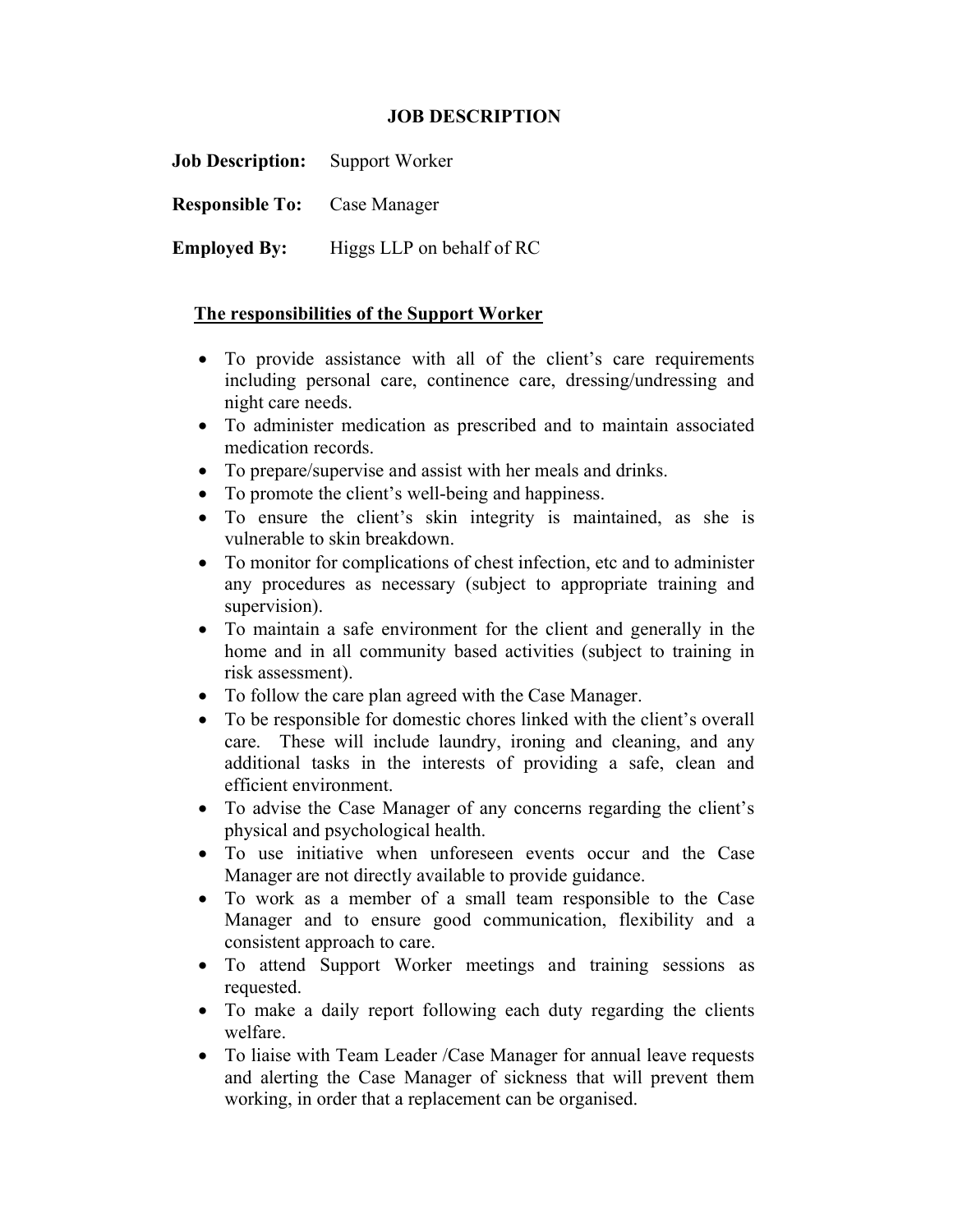# JOB DESCRIPTION

**Job Description:** Support Worker

**Responsible To:** Case Manager

**Employed By:** Higgs LLP on behalf of RC

## The responsibilities of the Support Worker

- To provide assistance with all of the client's care requirements including personal care, continence care, dressing/undressing and night care needs.
- To administer medication as prescribed and to maintain associated medication records.
- To prepare/supervise and assist with her meals and drinks.
- To promote the client's well-being and happiness.
- To ensure the client's skin integrity is maintained, as she is vulnerable to skin breakdown.
- To monitor for complications of chest infection, etc and to administer any procedures as necessary (subject to appropriate training and supervision).
- To maintain a safe environment for the client and generally in the home and in all community based activities (subject to training in risk assessment).
- To follow the care plan agreed with the Case Manager.
- To be responsible for domestic chores linked with the client's overall care. These will include laundry, ironing and cleaning, and any additional tasks in the interests of providing a safe, clean and efficient environment.
- To advise the Case Manager of any concerns regarding the client's physical and psychological health.
- To use initiative when unforeseen events occur and the Case Manager are not directly available to provide guidance.
- To work as a member of a small team responsible to the Case Manager and to ensure good communication, flexibility and a consistent approach to care.
- To attend Support Worker meetings and training sessions as requested.
- To make a daily report following each duty regarding the clients welfare.
- To liaise with Team Leader /Case Manager for annual leave requests and alerting the Case Manager of sickness that will prevent them working, in order that a replacement can be organised.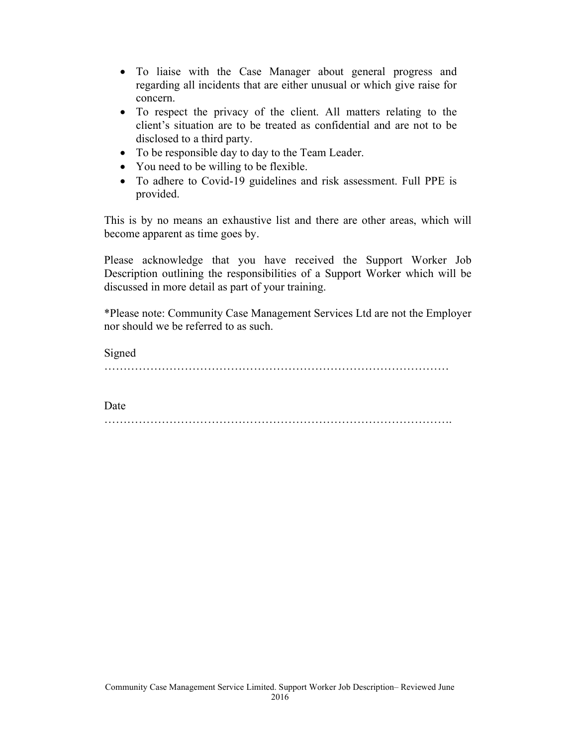- To liaise with the Case Manager about general progress and regarding all incidents that are either unusual or which give raise for concern.
- To respect the privacy of the client. All matters relating to the client's situation are to be treated as confidential and are not to be disclosed to a third party.
- To be responsible day to day to the Team Leader.
- You need to be willing to be flexible.
- To adhere to Covid-19 guidelines and risk assessment. Full PPE is provided.

This is by no means an exhaustive list and there are other areas, which will become apparent as time goes by.

Please acknowledge that you have received the Support Worker Job Description outlining the responsibilities of a Support Worker which will be discussed in more detail as part of your training.

*Please note: Community Case Management Services Ltd are not the Employer nor should we be referred to as such.

Signed

………………………………………………………………………………

Date

……………………………………………………………………………….